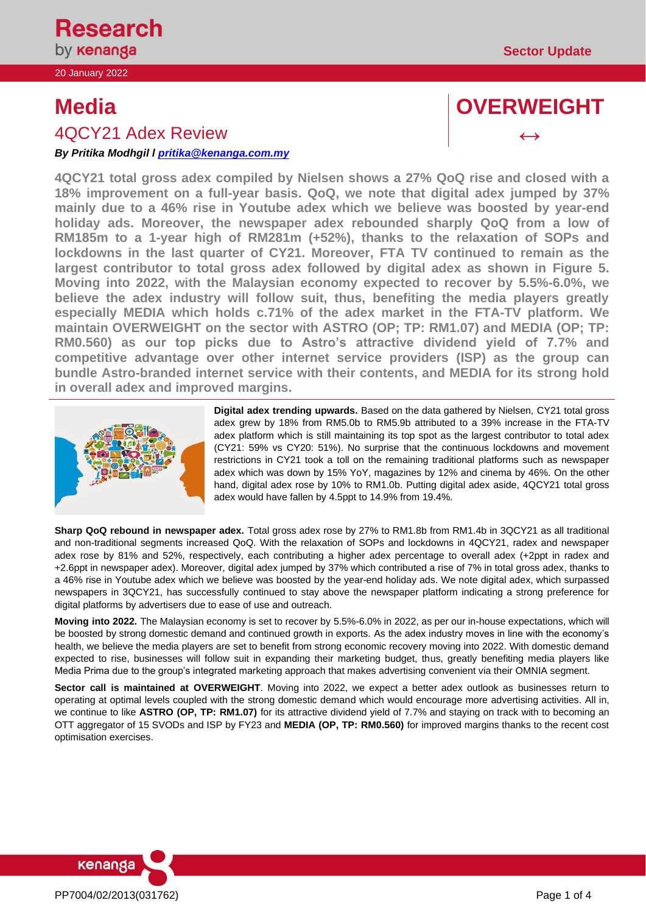Research by kenanga

20 January 2022

Sector Update

# Media

## 4QCY21 Adex Review

**OVERWEIGHT**

↔

***By Pritika Modhgil l [pritika@kenanga.com.my](mailto:pritika@kenanga.com.my)***

**4QCY21 total gross adex compiled by Nielsen shows a 27% QoQ rise and closed with a 18% improvement on a full-year basis. QoQ, we note that digital adex jumped by 37% mainly due to a 46% rise in Youtube adex which we believe was boosted by year-end holiday ads. Moreover, the newspaper adex rebounded sharply QoQ from a low of RM185m to a 1-year high of RM281m (+52%), thanks to the relaxation of SOPs and lockdowns in the last quarter of CY21. Moreover, FTA TV continued to remain as the largest contributor to total gross adex followed by digital adex as shown in Figure 5. Moving into 2022, with the Malaysian economy expected to recover by 5.5%-6.0%, we believe the adex industry will follow suit, thus, benefiting the media players greatly especially MEDIA which holds c.71% of the adex market in the FTA-TV platform. We maintain OVERWEIGHT on the sector with ASTRO (OP; TP: RM1.07) and MEDIA (OP; TP: RM0.560) as our top picks due to Astro's attractive dividend yield of 7.7% and competitive advantage over other internet service providers (ISP) as the group can bundle Astro-branded internet service with their contents, and MEDIA for its strong hold in overall adex and improved margins.**

**Digital adex trending upwards.** Based on the data gathered by Nielsen, CY21 total gross adex grew by 18% from RM5.0b to RM5.9b attributed to a 39% increase in the FTA-TV adex platform which is still maintaining its top spot as the largest contributor to total adex (CY21: 59% vs CY20: 51%). No surprise that the continuous lockdowns and movement restrictions in CY21 took a toll on the remaining traditional platforms such as newspaper adex which was down by 15% YoY, magazines by 12% and cinema by 46%. On the other hand, digital adex rose by 10% to RM1.0b. Putting digital adex aside, 4QCY21 total gross adex would have fallen by 4.5ppt to 14.9% from 19.4%.

**Sharp QoQ rebound in newspaper adex.** Total gross adex rose by 27% to RM1.8b from RM1.4b in 3QCY21 as all traditional and non-traditional segments increased QoQ. With the relaxation of SOPs and lockdowns in 4QCY21, radex and newspaper adex rose by 81% and 52%, respectively, each contributing a higher adex percentage to overall adex (+2ppt in radex and +2.6ppt in newspaper adex). Moreover, digital adex jumped by 37% which contributed a rise of 7% in total gross adex, thanks to a 46% rise in Youtube adex which we believe was boosted by the year-end holiday ads. We note digital adex, which surpassed newspapers in 3QCY21, has successfully continued to stay above the newspaper platform indicating a strong preference for digital platforms by advertisers due to ease of use and outreach.

**Moving into 2022.** The Malaysian economy is set to recover by 5.5%-6.0% in 2022, as per our in-house expectations, which will be boosted by strong domestic demand and continued growth in exports. As the adex industry moves in line with the economy's health, we believe the media players are set to benefit from strong economic recovery moving into 2022. With domestic demand expected to rise, businesses will follow suit in expanding their marketing budget, thus, greatly benefiting media players like Media Prima due to the group's integrated marketing approach that makes advertising convenient via their OMNIA segment.

**Sector call is maintained at OVERWEIGHT**. Moving into 2022, we expect a better adex outlook as businesses return to operating at optimal levels coupled with the strong domestic demand which would encourage more advertising activities. All in, we continue to like **ASTRO (OP, TP: RM1.07)** for its attractive dividend yield of 7.7% and staying on track with to becoming an OTT aggregator of 15 SVODs and ISP by FY23 and **MEDIA (OP, TP: RM0.560)** for improved margins thanks to the recent cost optimisation exercises.

PP7004/02/2013(031762)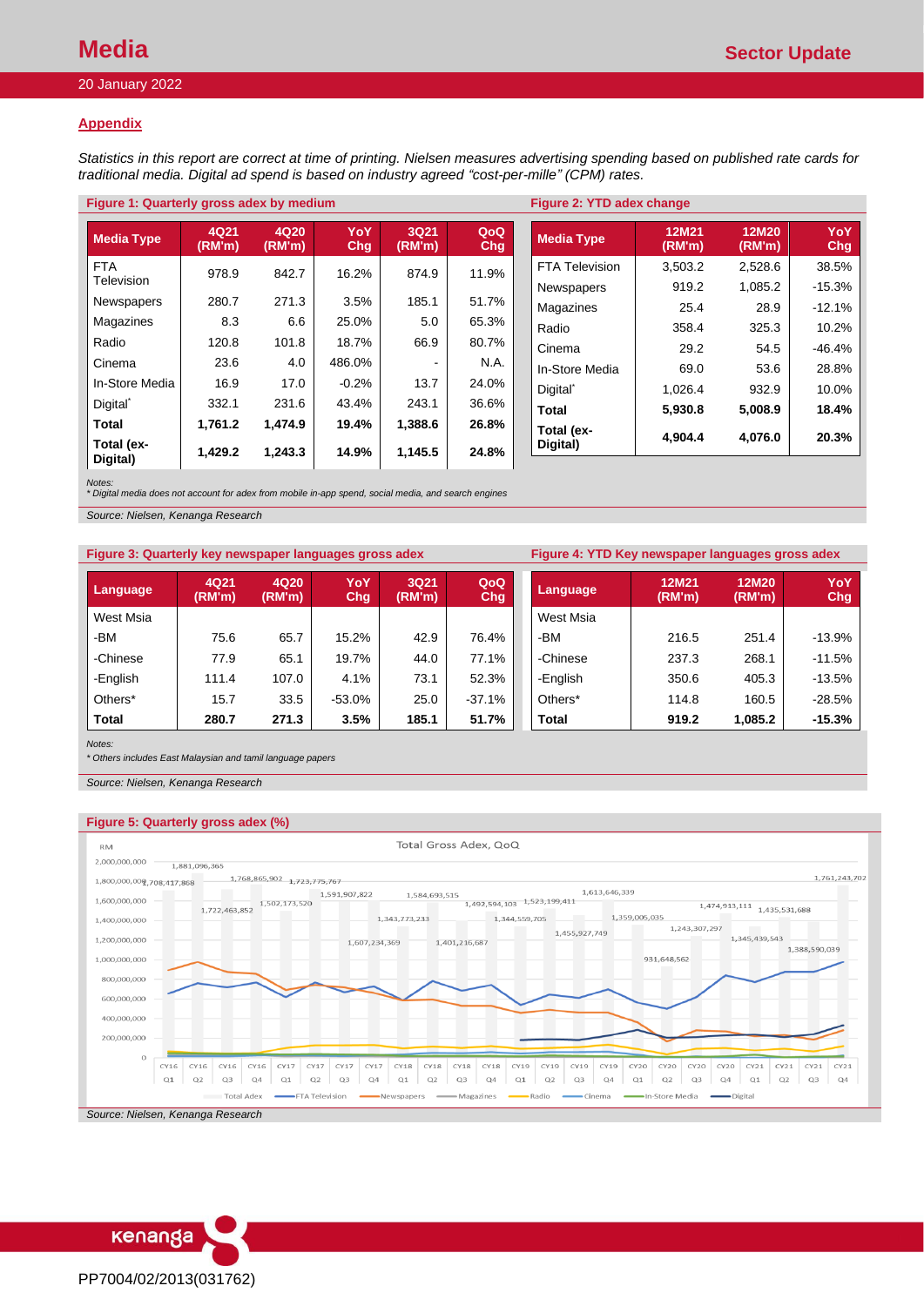## Appendix

*Statistics in this report are correct at time of printing. Nielsen measures advertising spending based on published rate cards for traditional media. Digital ad spend is based on industry agreed "cost-per-mille" (CPM) rates.*

**Figure 1: Quarterly gross adex by medium**

| Media Type | 4Q21 (RM'm) | 4Q20 (RM'm) | YoY Chg | 3Q21 (RM'm) | QoQ Chg |
|---|---|---|---|---|---|
| FTA Television | 978.9 | 842.7 | 16.2% | 874.9 | 11.9% |
| Newspapers | 280.7 | 271.3 | 3.5% | 185.1 | 51.7% |
| Magazines | 8.3 | 6.6 | 25.0% | 5.0 | 65.3% |
| Radio | 120.8 | 101.8 | 18.7% | 66.9 | 80.7% |
| Cinema | 23.6 | 4.0 | 486.0% | - | N.A. |
| In-Store Media | 16.9 | 17.0 | -0.2% | 13.7 | 24.0% |
| Digital* | 332.1 | 231.6 | 43.4% | 243.1 | 36.6% |
| **Total** | **1,761.2** | **1,474.9** | **19.4%** | **1,388.6** | **26.8%** |
| **Total (ex-Digital)** | **1,429.2** | **1,243.3** | **14.9%** | **1,145.5** | **24.8%** |

**Figure 2: YTD adex change**

| Media Type | 12M21 (RM'm) | 12M20 (RM'm) | YoY Chg |
|---|---|---|---|
| FTA Television | 3,503.2 | 2,528.6 | 38.5% |
| Newspapers | 919.2 | 1,085.2 | -15.3% |
| Magazines | 25.4 | 28.9 | -12.1% |
| Radio | 358.4 | 325.3 | 10.2% |
| Cinema | 29.2 | 54.5 | -46.4% |
| In-Store Media | 69.0 | 53.6 | 28.8% |
| Digital* | 1,026.4 | 932.9 | 10.0% |
| **Total** | **5,930.8** | **5,008.9** | **18.4%** |
| **Total (ex-Digital)** | **4,904.4** | **4,076.0** | **20.3%** |

*Notes:*
*\* Digital media does not account for adex from mobile in-app spend, social media, and search engines*

*Source: Nielsen, Kenanga Research*

**Figure 3: Quarterly key newspaper languages gross adex**

| Language | 4Q21 (RM'm) | 4Q20 (RM'm) | YoY Chg | 3Q21 (RM'm) | QoQ Chg |
|---|---|---|---|---|---|
| West Msia | | | | | |
| -BM | 75.6 | 65.7 | 15.2% | 42.9 | 76.4% |
| -Chinese | 77.9 | 65.1 | 19.7% | 44.0 | 77.1% |
| -English | 111.4 | 107.0 | 4.1% | 73.1 | 52.3% |
| Others* | 15.7 | 33.5 | -53.0% | 25.0 | -37.1% |
| **Total** | **280.7** | **271.3** | **3.5%** | **185.1** | **51.7%** |

**Figure 4: YTD Key newspaper languages gross adex**

| Language | 12M21 (RM'm) | 12M20 (RM'm) | YoY Chg |
|---|---|---|---|
| West Msia | | | |
| -BM | 216.5 | 251.4 | -13.9% |
| -Chinese | 237.3 | 268.1 | -11.5% |
| -English | 350.6 | 405.3 | -13.5% |
| Others* | 114.8 | 160.5 | -28.5% |
| **Total** | **919.2** | **1,085.2** | **-15.3%** |

*Notes:*
*\* Others includes East Malaysian and tamil language papers*

*Source: Nielsen, Kenanga Research*

**Figure 5: Quarterly gross adex (%)**

Total Gross Adex, QoQ

RM

2,000,000,000
1,800,000,000
1,600,000,000
1,400,000,000
1,200,000,000
1,000,000,000
800,000,000
600,000,000
400,000,000
200,000,000
0

1,708,417,868
1,881,096,365
1,722,463,852
1,768,865,902
1,502,173,520
1,723,775,767
1,591,907,822
1,607,234,369
1,343,773,233
1,584,693,515
1,401,216,687
1,492,594,103
1,344,559,705
1,523,199,411
1,455,927,749
1,613,646,339
1,359,005,035
931,648,562
1,243,307,297
1,474,913,111
1,345,439,543
1,435,531,688
1,388,590,039
1,761,243,702

CY16 Q1, CY16 Q2, CY16 Q3, CY16 Q4, CY17 Q1, CY17 Q2, CY17 Q3, CY17 Q4, CY18 Q1, CY18 Q2, CY18 Q3, CY18 Q4, CY19 Q1, CY19 Q2, CY19 Q3, CY19 Q4, CY20 Q1, CY20 Q2, CY20 Q3, CY20 Q4, CY21 Q1, CY21 Q2, CY21 Q3, CY21 Q4

Total Adex, FTA Television, Newspapers, Magazines, Radio, Cinema, In-Store Media, Digital

Source: Nielsen, Kenanga Research

PP7004/02/2013(031762)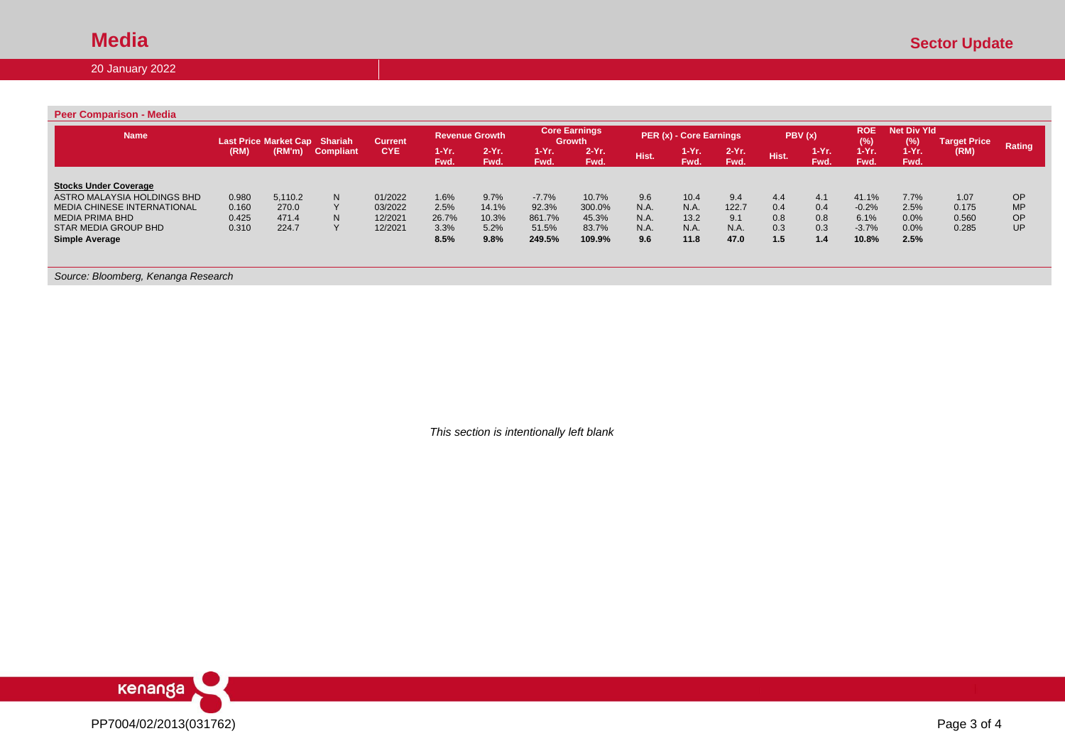**Peer Comparison - Media**

| Name | Last Price (RM) | Market Cap (RM'm) | Shariah Compliant | Current CYE | Revenue Growth | | Core Earnings Growth | | PER (x) - Core Earnings | | | PBV (x) | | ROE (%) | Net Div Yld (%) | Target Price (RM) | Rating |
|---|---|---|---|---|---|---|---|---|---|---|---|---|---|---|---|---|---|
| | | | | | 1-Yr. Fwd. | 2-Yr. Fwd. | 1-Yr. Fwd. | 2-Yr. Fwd. | Hist. | 1-Yr. Fwd. | 2-Yr. Fwd. | Hist. | 1-Yr. Fwd. | 1-Yr. Fwd. | 1-Yr. Fwd. | | |
| **Stocks Under Coverage** | | | | | | | | | | | | | | | | | |
| ASTRO MALAYSIA HOLDINGS BHD | 0.980 | 5,110.2 | N | 01/2022 | 1.6% | 9.7% | -7.7% | 10.7% | 9.6 | 10.4 | 9.4 | 4.4 | 4.1 | 41.1% | 7.7% | 1.07 | OP |
| MEDIA CHINESE INTERNATIONAL | 0.160 | 270.0 | Y | 03/2022 | 2.5% | 14.1% | 92.3% | 300.0% | N.A. | N.A. | 122.7 | 0.4 | 0.4 | -0.2% | 2.5% | 0.175 | MP |
| MEDIA PRIMA BHD | 0.425 | 471.4 | N | 12/2021 | 26.7% | 10.3% | 861.7% | 45.3% | N.A. | 13.2 | 9.1 | 0.8 | 0.8 | 6.1% | 0.0% | 0.560 | OP |
| STAR MEDIA GROUP BHD | 0.310 | 224.7 | Y | 12/2021 | 3.3% | 5.2% | 51.5% | 83.7% | N.A. | N.A. | N.A. | 0.3 | 0.3 | -3.7% | 0.0% | 0.285 | UP |
| **Simple Average** | | | | | **8.5%** | **9.8%** | **249.5%** | **109.9%** | **9.6** | **11.8** | **47.0** | **1.5** | **1.4** | **10.8%** | **2.5%** | | |

*Source: Bloomberg, Kenanga Research*

*This section is intentionally left blank*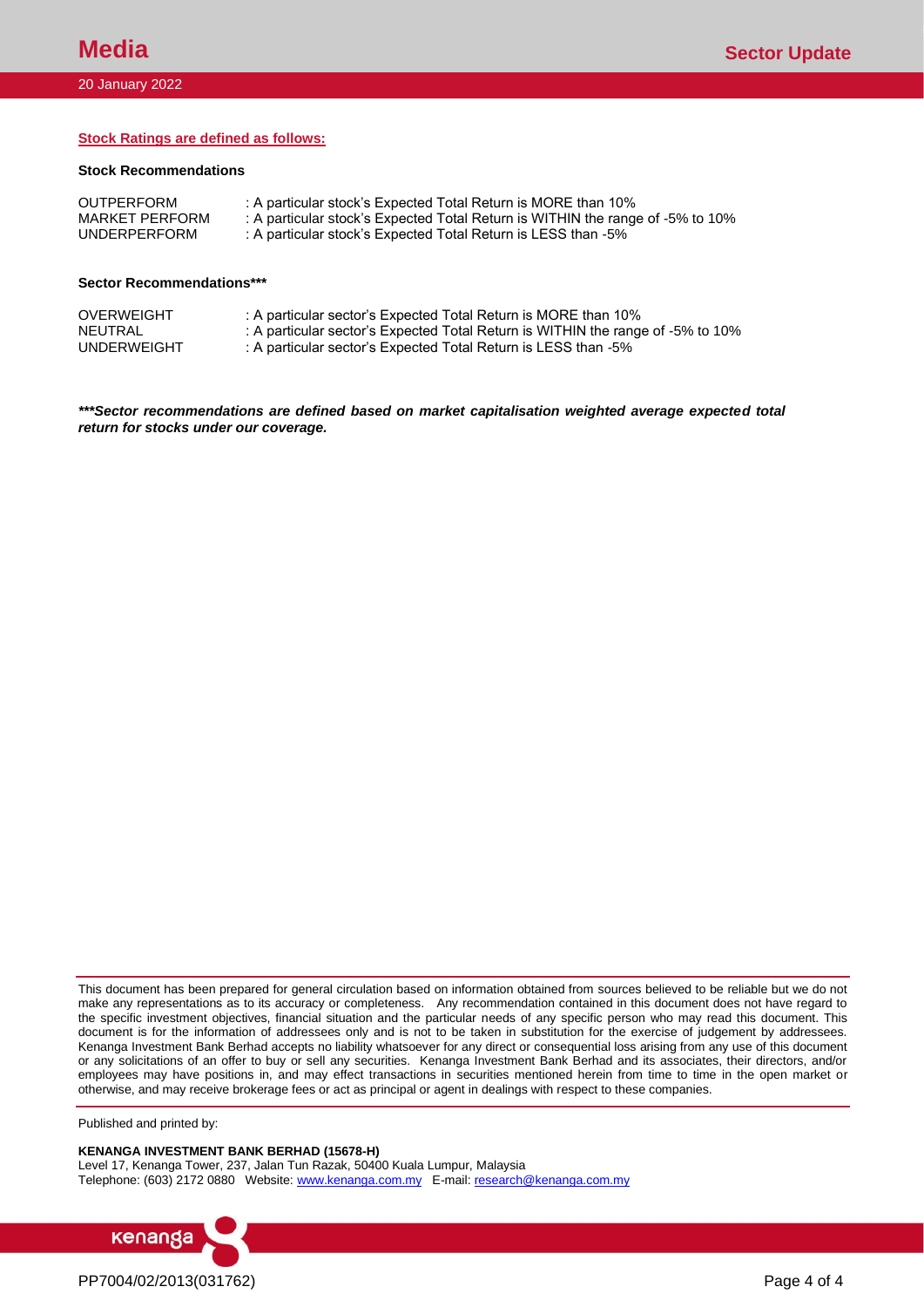**Stock Ratings are defined as follows:**

**Stock Recommendations**

| | |
|---|---|
| OUTPERFORM | : A particular stock's Expected Total Return is MORE than 10% |
| MARKET PERFORM | : A particular stock's Expected Total Return is WITHIN the range of -5% to 10% |
| UNDERPERFORM | : A particular stock's Expected Total Return is LESS than -5% |

**Sector Recommendations*****

| | |
|---|---|
| OVERWEIGHT | : A particular sector's Expected Total Return is MORE than 10% |
| NEUTRAL | : A particular sector's Expected Total Return is WITHIN the range of -5% to 10% |
| UNDERWEIGHT | : A particular sector's Expected Total Return is LESS than -5% |

***\*\*\*Sector recommendations are defined based on market capitalisation weighted average expected total return for stocks under our coverage.***

This document has been prepared for general circulation based on information obtained from sources believed to be reliable but we do not make any representations as to its accuracy or completeness. Any recommendation contained in this document does not have regard to the specific investment objectives, financial situation and the particular needs of any specific person who may read this document. This document is for the information of addressees only and is not to be taken in substitution for the exercise of judgement by addressees. Kenanga Investment Bank Berhad accepts no liability whatsoever for any direct or consequential loss arising from any use of this document or any solicitations of an offer to buy or sell any securities. Kenanga Investment Bank Berhad and its associates, their directors, and/or employees may have positions in, and may effect transactions in securities mentioned herein from time to time in the open market or otherwise, and may receive brokerage fees or act as principal or agent in dealings with respect to these companies.

Published and printed by:

**KENANGA INVESTMENT BANK BERHAD (15678-H)**
Level 17, Kenanga Tower, 237, Jalan Tun Razak, 50400 Kuala Lumpur, Malaysia
Telephone: (603) 2172 0880 Website: www.kenanga.com.my E-mail: research@kenanga.com.my

PP7004/02/2013(031762)